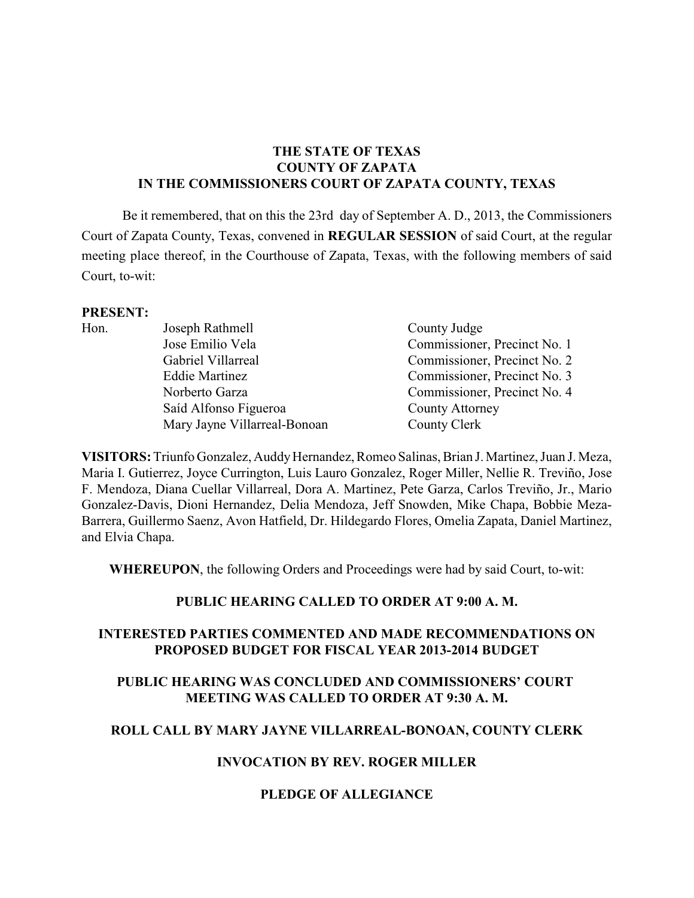**THE STATE OF TEXAS**
**COUNTY OF ZAPATA**
**IN THE COMMISSIONERS COURT OF ZAPATA COUNTY, TEXAS**

Be it remembered, that on this the 23rd day of September A. D., 2013, the Commissioners Court of Zapata County, Texas, convened in **REGULAR SESSION** of said Court, at the regular meeting place thereof, in the Courthouse of Zapata, Texas, with the following members of said Court, to-wit:

**PRESENT:**

| | | |
|---|---|---|
| Hon. | Joseph Rathmell | County Judge |
| | Jose Emilio Vela | Commissioner, Precinct No. 1 |
| | Gabriel Villarreal | Commissioner, Precinct No. 2 |
| | Eddie Martinez | Commissioner, Precinct No. 3 |
| | Norberto Garza | Commissioner, Precinct No. 4 |
| | Saíd Alfonso Figueroa | County Attorney |
| | Mary Jayne Villarreal-Bonoan | County Clerk |

**VISITORS:** Triunfo Gonzalez, Auddy Hernandez, Romeo Salinas, Brian J. Martinez, Juan J. Meza, Maria I. Gutierrez, Joyce Currington, Luis Lauro Gonzalez, Roger Miller, Nellie R. Treviño, Jose F. Mendoza, Diana Cuellar Villarreal, Dora A. Martinez, Pete Garza, Carlos Treviño, Jr., Mario Gonzalez-Davis, Dioni Hernandez, Delia Mendoza, Jeff Snowden, Mike Chapa, Bobbie Meza-Barrera, Guillermo Saenz, Avon Hatfield, Dr. Hildegardo Flores, Omelia Zapata, Daniel Martinez, and Elvia Chapa.

**WHEREUPON**, the following Orders and Proceedings were had by said Court, to-wit:

**PUBLIC HEARING CALLED TO ORDER AT 9:00 A. M.**

**INTERESTED PARTIES COMMENTED AND MADE RECOMMENDATIONS ON PROPOSED BUDGET FOR FISCAL YEAR 2013-2014 BUDGET**

**PUBLIC HEARING WAS CONCLUDED AND COMMISSIONERS' COURT MEETING WAS CALLED TO ORDER AT 9:30 A. M.**

**ROLL CALL BY MARY JAYNE VILLARREAL-BONOAN, COUNTY CLERK**

**INVOCATION BY REV. ROGER MILLER**

**PLEDGE OF ALLEGIANCE**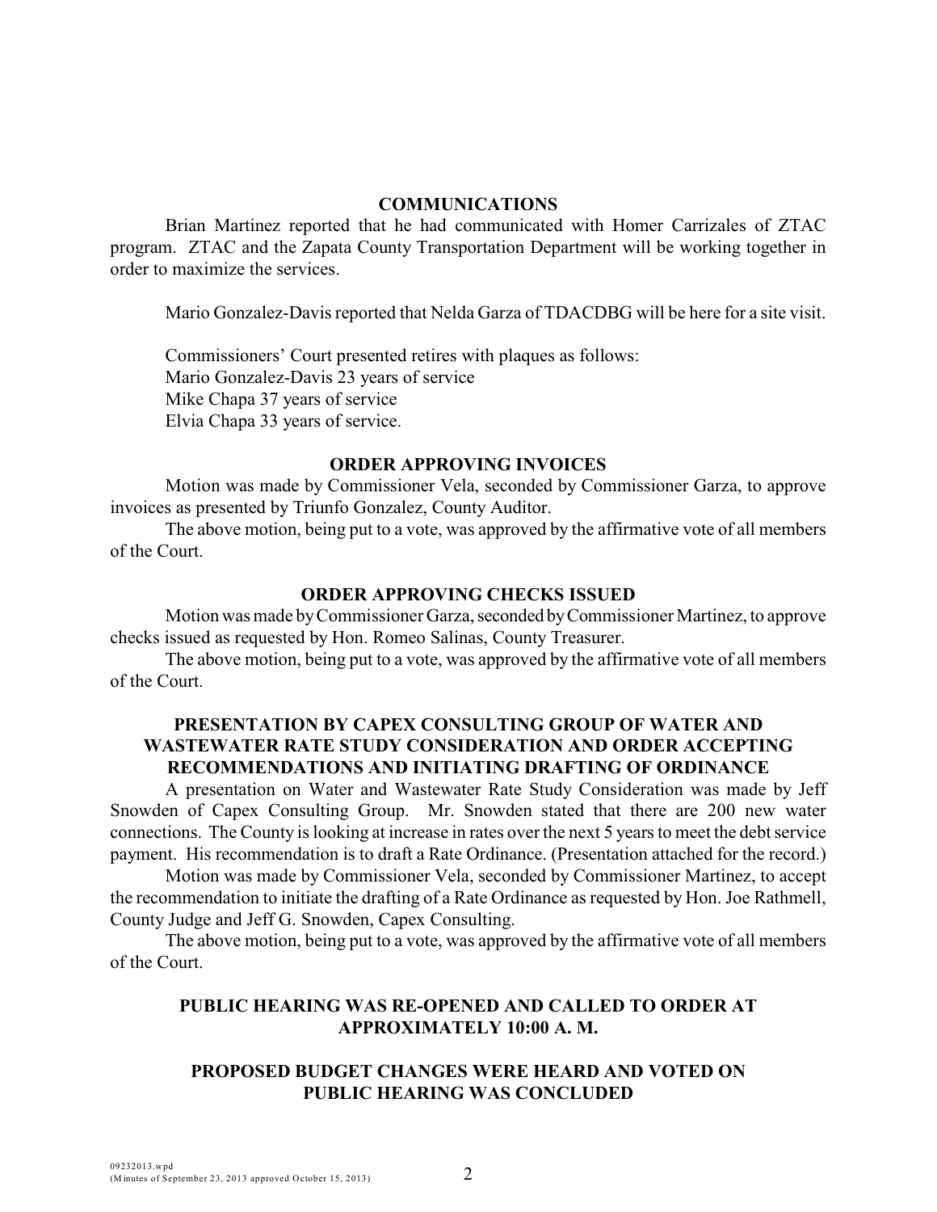## COMMUNICATIONS

Brian Martinez reported that he had communicated with Homer Carrizales of ZTAC program. ZTAC and the Zapata County Transportation Department will be working together in order to maximize the services.

Mario Gonzalez-Davis reported that Nelda Garza of TDACDBG will be here for a site visit.

Commissioners' Court presented retires with plaques as follows:
Mario Gonzalez-Davis 23 years of service
Mike Chapa 37 years of service
Elvia Chapa 33 years of service.

## ORDER APPROVING INVOICES

Motion was made by Commissioner Vela, seconded by Commissioner Garza, to approve invoices as presented by Triunfo Gonzalez, County Auditor.

The above motion, being put to a vote, was approved by the affirmative vote of all members of the Court.

## ORDER APPROVING CHECKS ISSUED

Motion was made by Commissioner Garza, seconded by Commissioner Martinez, to approve checks issued as requested by Hon. Romeo Salinas, County Treasurer.

The above motion, being put to a vote, was approved by the affirmative vote of all members of the Court.

## PRESENTATION BY CAPEX CONSULTING GROUP OF WATER AND WASTEWATER RATE STUDY CONSIDERATION AND ORDER ACCEPTING RECOMMENDATIONS AND INITIATING DRAFTING OF ORDINANCE

A presentation on Water and Wastewater Rate Study Consideration was made by Jeff Snowden of Capex Consulting Group. Mr. Snowden stated that there are 200 new water connections. The County is looking at increase in rates over the next 5 years to meet the debt service payment. His recommendation is to draft a Rate Ordinance. (Presentation attached for the record.)

Motion was made by Commissioner Vela, seconded by Commissioner Martinez, to accept the recommendation to initiate the drafting of a Rate Ordinance as requested by Hon. Joe Rathmell, County Judge and Jeff G. Snowden, Capex Consulting.

The above motion, being put to a vote, was approved by the affirmative vote of all members of the Court.

## PUBLIC HEARING WAS RE-OPENED AND CALLED TO ORDER AT APPROXIMATELY 10:00 A. M.

## PROPOSED BUDGET CHANGES WERE HEARD AND VOTED ON PUBLIC HEARING WAS CONCLUDED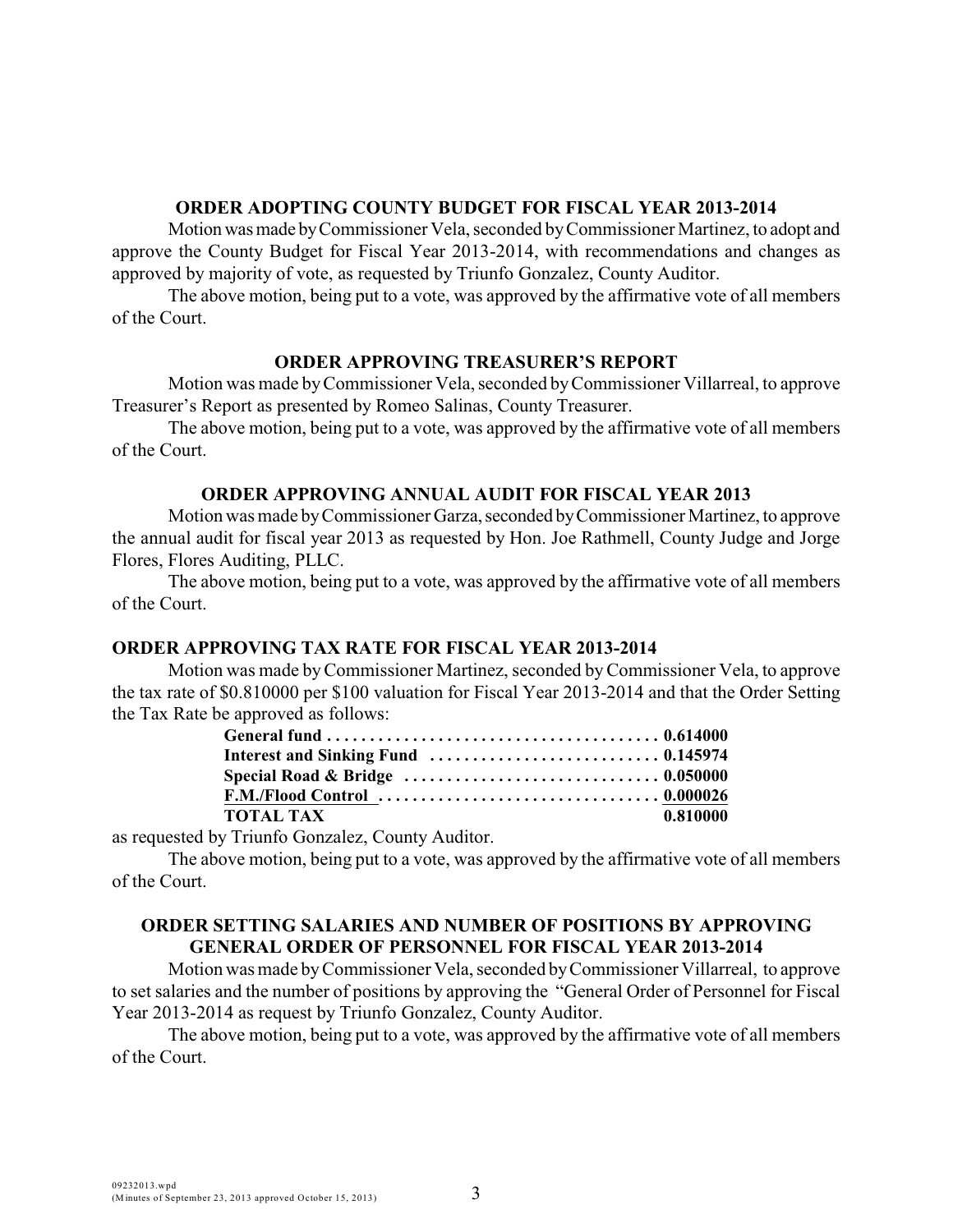### ORDER ADOPTING COUNTY BUDGET FOR FISCAL YEAR 2013-2014

Motion was made by Commissioner Vela, seconded by Commissioner Martinez, to adopt and approve the County Budget for Fiscal Year 2013-2014, with recommendations and changes as approved by majority of vote, as requested by Triunfo Gonzalez, County Auditor.

The above motion, being put to a vote, was approved by the affirmative vote of all members of the Court.

### ORDER APPROVING TREASURER'S REPORT

Motion was made by Commissioner Vela, seconded by Commissioner Villarreal, to approve Treasurer's Report as presented by Romeo Salinas, County Treasurer.

The above motion, being put to a vote, was approved by the affirmative vote of all members of the Court.

### ORDER APPROVING ANNUAL AUDIT FOR FISCAL YEAR 2013

Motion was made by Commissioner Garza, seconded by Commissioner Martinez, to approve the annual audit for fiscal year 2013 as requested by Hon. Joe Rathmell, County Judge and Jorge Flores, Flores Auditing, PLLC.

The above motion, being put to a vote, was approved by the affirmative vote of all members of the Court.

### ORDER APPROVING TAX RATE FOR FISCAL YEAR 2013-2014

Motion was made by Commissioner Martinez, seconded by Commissioner Vela, to approve the tax rate of $0.810000 per $100 valuation for Fiscal Year 2013-2014 and that the Order Setting the Tax Rate be approved as follows:

| | |
|---|---|
| **General fund** | **0.614000** |
| **Interest and Sinking Fund** | **0.145974** |
| **Special Road & Bridge** | **0.050000** |
| **F.M./Flood Control** | **0.000026** |
| **TOTAL TAX** | **0.810000** |

as requested by Triunfo Gonzalez, County Auditor.

The above motion, being put to a vote, was approved by the affirmative vote of all members of the Court.

### ORDER SETTING SALARIES AND NUMBER OF POSITIONS BY APPROVING GENERAL ORDER OF PERSONNEL FOR FISCAL YEAR 2013-2014

Motion was made by Commissioner Vela, seconded by Commissioner Villarreal, to approve to set salaries and the number of positions by approving the "General Order of Personnel for Fiscal Year 2013-2014 as request by Triunfo Gonzalez, County Auditor.

The above motion, being put to a vote, was approved by the affirmative vote of all members of the Court.

09232013.wpd
(Minutes of September 23, 2013 approved October 15, 2013)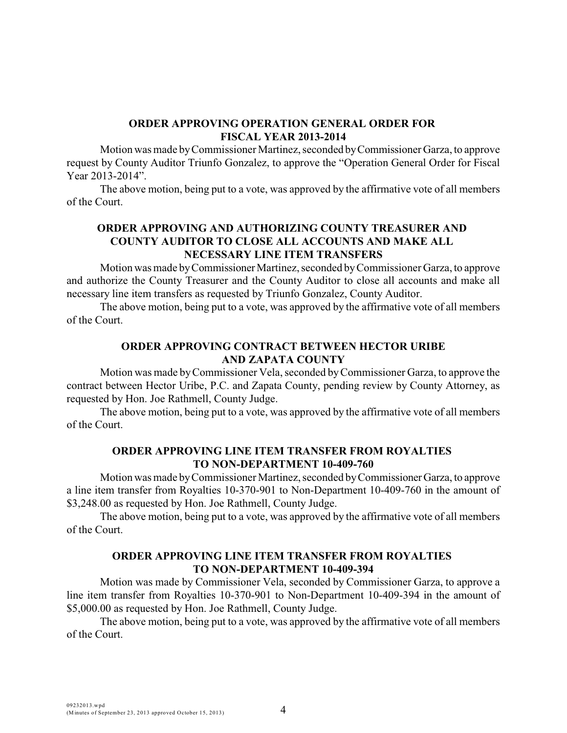### ORDER APPROVING OPERATION GENERAL ORDER FOR FISCAL YEAR 2013-2014

Motion was made by Commissioner Martinez, seconded by Commissioner Garza, to approve request by County Auditor Triunfo Gonzalez, to approve the "Operation General Order for Fiscal Year 2013-2014".

The above motion, being put to a vote, was approved by the affirmative vote of all members of the Court.

### ORDER APPROVING AND AUTHORIZING COUNTY TREASURER AND COUNTY AUDITOR TO CLOSE ALL ACCOUNTS AND MAKE ALL NECESSARY LINE ITEM TRANSFERS

Motion was made by Commissioner Martinez, seconded by Commissioner Garza, to approve and authorize the County Treasurer and the County Auditor to close all accounts and make all necessary line item transfers as requested by Triunfo Gonzalez, County Auditor.

The above motion, being put to a vote, was approved by the affirmative vote of all members of the Court.

### ORDER APPROVING CONTRACT BETWEEN HECTOR URIBE AND ZAPATA COUNTY

Motion was made by Commissioner Vela, seconded by Commissioner Garza, to approve the contract between Hector Uribe, P.C. and Zapata County, pending review by County Attorney, as requested by Hon. Joe Rathmell, County Judge.

The above motion, being put to a vote, was approved by the affirmative vote of all members of the Court.

### ORDER APPROVING LINE ITEM TRANSFER FROM ROYALTIES TO NON-DEPARTMENT 10-409-760

Motion was made by Commissioner Martinez, seconded by Commissioner Garza, to approve a line item transfer from Royalties 10-370-901 to Non-Department 10-409-760 in the amount of $3,248.00 as requested by Hon. Joe Rathmell, County Judge.

The above motion, being put to a vote, was approved by the affirmative vote of all members of the Court.

### ORDER APPROVING LINE ITEM TRANSFER FROM ROYALTIES TO NON-DEPARTMENT 10-409-394

Motion was made by Commissioner Vela, seconded by Commissioner Garza, to approve a line item transfer from Royalties 10-370-901 to Non-Department 10-409-394 in the amount of $5,000.00 as requested by Hon. Joe Rathmell, County Judge.

The above motion, being put to a vote, was approved by the affirmative vote of all members of the Court.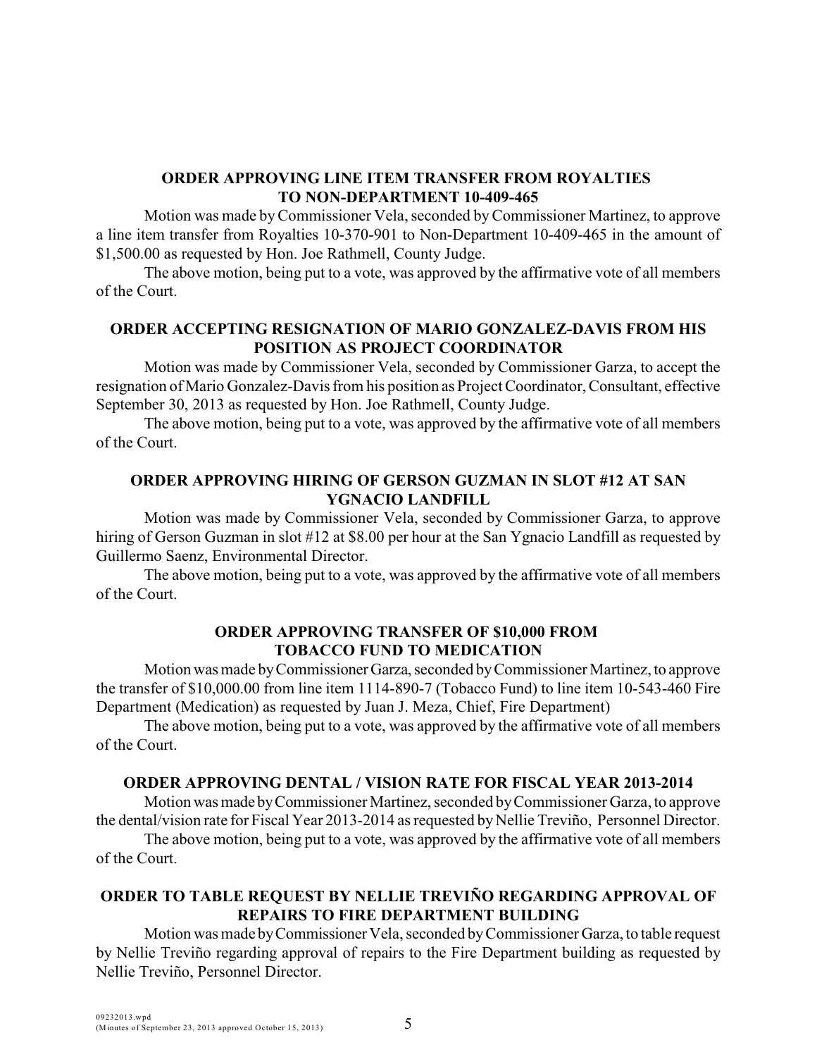## ORDER APPROVING LINE ITEM TRANSFER FROM ROYALTIES TO NON-DEPARTMENT 10-409-465

Motion was made by Commissioner Vela, seconded by Commissioner Martinez, to approve a line item transfer from Royalties 10-370-901 to Non-Department 10-409-465 in the amount of $1,500.00 as requested by Hon. Joe Rathmell, County Judge.

The above motion, being put to a vote, was approved by the affirmative vote of all members of the Court.

## ORDER ACCEPTING RESIGNATION OF MARIO GONZALEZ-DAVIS FROM HIS POSITION AS PROJECT COORDINATOR

Motion was made by Commissioner Vela, seconded by Commissioner Garza, to accept the resignation of Mario Gonzalez-Davis from his position as Project Coordinator, Consultant, effective September 30, 2013 as requested by Hon. Joe Rathmell, County Judge.

The above motion, being put to a vote, was approved by the affirmative vote of all members of the Court.

## ORDER APPROVING HIRING OF GERSON GUZMAN IN SLOT #12 AT SAN YGNACIO LANDFILL

Motion was made by Commissioner Vela, seconded by Commissioner Garza, to approve hiring of Gerson Guzman in slot #12 at $8.00 per hour at the San Ygnacio Landfill as requested by Guillermo Saenz, Environmental Director.

The above motion, being put to a vote, was approved by the affirmative vote of all members of the Court.

## ORDER APPROVING TRANSFER OF $10,000 FROM TOBACCO FUND TO MEDICATION

Motion was made by Commissioner Garza, seconded by Commissioner Martinez, to approve the transfer of $10,000.00 from line item 1114-890-7 (Tobacco Fund) to line item 10-543-460 Fire Department (Medication) as requested by Juan J. Meza, Chief, Fire Department)

The above motion, being put to a vote, was approved by the affirmative vote of all members of the Court.

## ORDER APPROVING DENTAL / VISION RATE FOR FISCAL YEAR 2013-2014

Motion was made by Commissioner Martinez, seconded by Commissioner Garza, to approve the dental/vision rate for Fiscal Year 2013-2014 as requested by Nellie Treviño, Personnel Director.

The above motion, being put to a vote, was approved by the affirmative vote of all members of the Court.

## ORDER TO TABLE REQUEST BY NELLIE TREVIÑO REGARDING APPROVAL OF REPAIRS TO FIRE DEPARTMENT BUILDING

Motion was made by Commissioner Vela, seconded by Commissioner Garza, to table request by Nellie Treviño regarding approval of repairs to the Fire Department building as requested by Nellie Treviño, Personnel Director.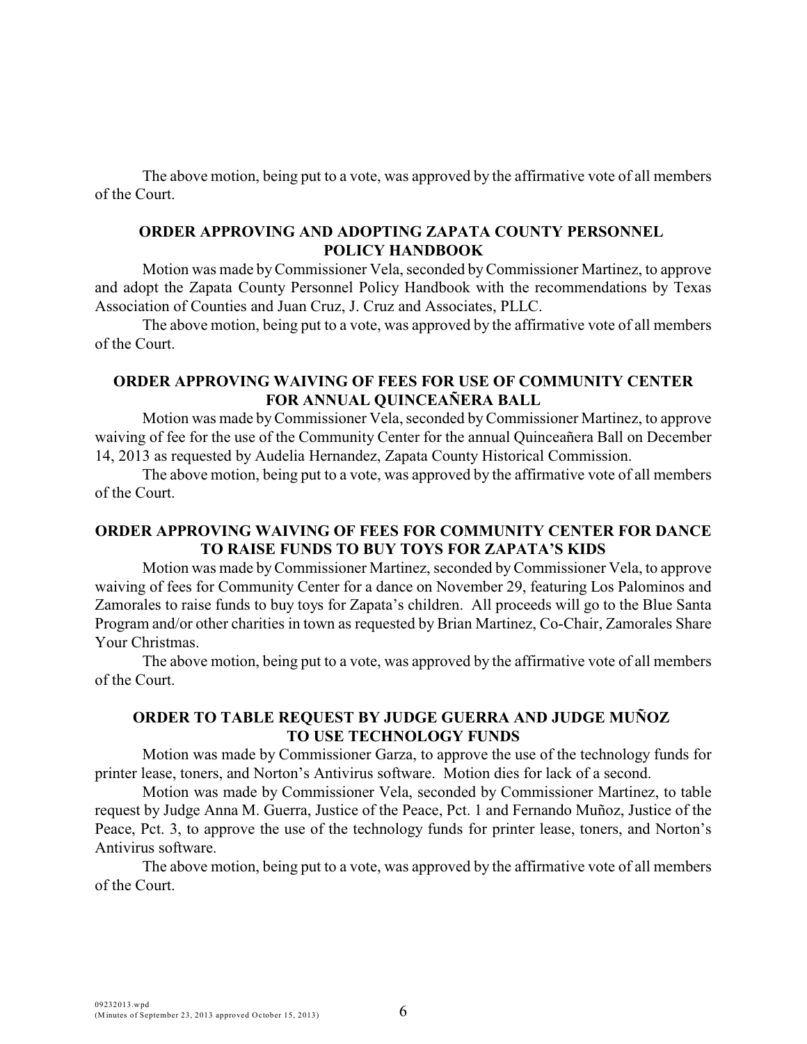The above motion, being put to a vote, was approved by the affirmative vote of all members of the Court.

**ORDER APPROVING AND ADOPTING ZAPATA COUNTY PERSONNEL POLICY HANDBOOK**

Motion was made by Commissioner Vela, seconded by Commissioner Martinez, to approve and adopt the Zapata County Personnel Policy Handbook with the recommendations by Texas Association of Counties and Juan Cruz, J. Cruz and Associates, PLLC.

The above motion, being put to a vote, was approved by the affirmative vote of all members of the Court.

**ORDER APPROVING WAIVING OF FEES FOR USE OF COMMUNITY CENTER FOR ANNUAL QUINCEAÑERA BALL**

Motion was made by Commissioner Vela, seconded by Commissioner Martinez, to approve waiving of fee for the use of the Community Center for the annual Quinceañera Ball on December 14, 2013 as requested by Audelia Hernandez, Zapata County Historical Commission.

The above motion, being put to a vote, was approved by the affirmative vote of all members of the Court.

**ORDER APPROVING WAIVING OF FEES FOR COMMUNITY CENTER FOR DANCE TO RAISE FUNDS TO BUY TOYS FOR ZAPATA'S KIDS**

Motion was made by Commissioner Martinez, seconded by Commissioner Vela, to approve waiving of fees for Community Center for a dance on November 29, featuring Los Palominos and Zamorales to raise funds to buy toys for Zapata's children. All proceeds will go to the Blue Santa Program and/or other charities in town as requested by Brian Martinez, Co-Chair, Zamorales Share Your Christmas.

The above motion, being put to a vote, was approved by the affirmative vote of all members of the Court.

**ORDER TO TABLE REQUEST BY JUDGE GUERRA AND JUDGE MUÑOZ TO USE TECHNOLOGY FUNDS**

Motion was made by Commissioner Garza, to approve the use of the technology funds for printer lease, toners, and Norton's Antivirus software. Motion dies for lack of a second.

Motion was made by Commissioner Vela, seconded by Commissioner Martinez, to table request by Judge Anna M. Guerra, Justice of the Peace, Pct. 1 and Fernando Muñoz, Justice of the Peace, Pct. 3, to approve the use of the technology funds for printer lease, toners, and Norton's Antivirus software.

The above motion, being put to a vote, was approved by the affirmative vote of all members of the Court.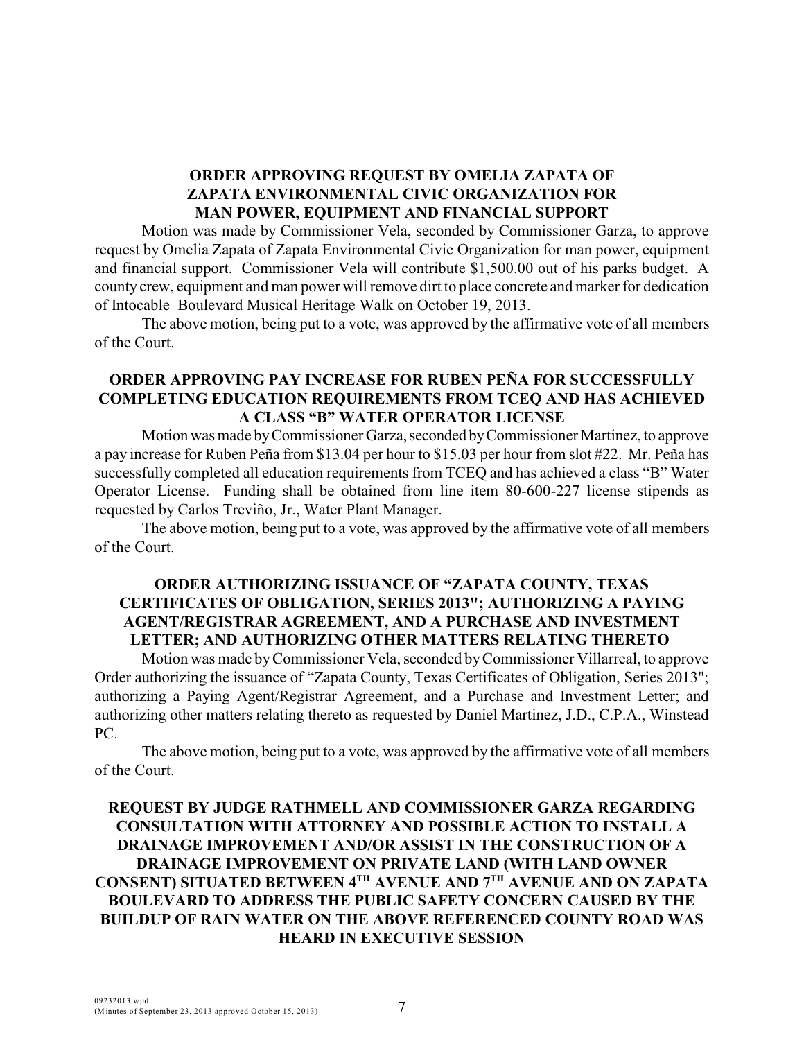**ORDER APPROVING REQUEST BY OMELIA ZAPATA OF ZAPATA ENVIRONMENTAL CIVIC ORGANIZATION FOR MAN POWER, EQUIPMENT AND FINANCIAL SUPPORT**

Motion was made by Commissioner Vela, seconded by Commissioner Garza, to approve request by Omelia Zapata of Zapata Environmental Civic Organization for man power, equipment and financial support. Commissioner Vela will contribute $1,500.00 out of his parks budget. A county crew, equipment and man power will remove dirt to place concrete and marker for dedication of Intocable Boulevard Musical Heritage Walk on October 19, 2013.

The above motion, being put to a vote, was approved by the affirmative vote of all members of the Court.

**ORDER APPROVING PAY INCREASE FOR RUBEN PEÑA FOR SUCCESSFULLY COMPLETING EDUCATION REQUIREMENTS FROM TCEQ AND HAS ACHIEVED A CLASS "B" WATER OPERATOR LICENSE**

Motion was made by Commissioner Garza, seconded by Commissioner Martinez, to approve a pay increase for Ruben Peña from $13.04 per hour to $15.03 per hour from slot #22. Mr. Peña has successfully completed all education requirements from TCEQ and has achieved a class "B" Water Operator License. Funding shall be obtained from line item 80-600-227 license stipends as requested by Carlos Treviño, Jr., Water Plant Manager.

The above motion, being put to a vote, was approved by the affirmative vote of all members of the Court.

**ORDER AUTHORIZING ISSUANCE OF "ZAPATA COUNTY, TEXAS CERTIFICATES OF OBLIGATION, SERIES 2013"; AUTHORIZING A PAYING AGENT/REGISTRAR AGREEMENT, AND A PURCHASE AND INVESTMENT LETTER; AND AUTHORIZING OTHER MATTERS RELATING THERETO**

Motion was made by Commissioner Vela, seconded by Commissioner Villarreal, to approve Order authorizing the issuance of "Zapata County, Texas Certificates of Obligation, Series 2013"; authorizing a Paying Agent/Registrar Agreement, and a Purchase and Investment Letter; and authorizing other matters relating thereto as requested by Daniel Martinez, J.D., C.P.A., Winstead PC.

The above motion, being put to a vote, was approved by the affirmative vote of all members of the Court.

**REQUEST BY JUDGE RATHMELL AND COMMISSIONER GARZA REGARDING CONSULTATION WITH ATTORNEY AND POSSIBLE ACTION TO INSTALL A DRAINAGE IMPROVEMENT AND/OR ASSIST IN THE CONSTRUCTION OF A DRAINAGE IMPROVEMENT ON PRIVATE LAND (WITH LAND OWNER CONSENT) SITUATED BETWEEN 4TH AVENUE AND 7TH AVENUE AND ON ZAPATA BOULEVARD TO ADDRESS THE PUBLIC SAFETY CONCERN CAUSED BY THE BUILDUP OF RAIN WATER ON THE ABOVE REFERENCED COUNTY ROAD WAS HEARD IN EXECUTIVE SESSION**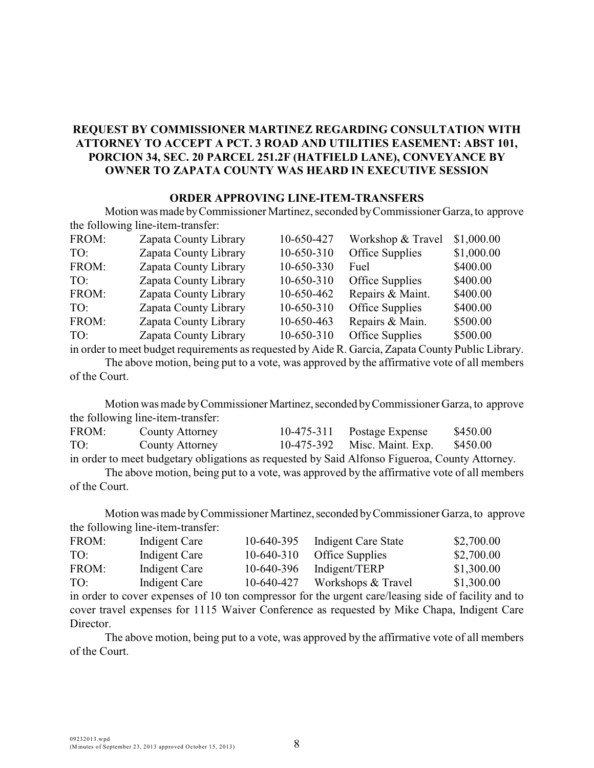**REQUEST BY COMMISSIONER MARTINEZ REGARDING CONSULTATION WITH ATTORNEY TO ACCEPT A PCT. 3 ROAD AND UTILITIES EASEMENT: ABST 101, PORCION 34, SEC. 20 PARCEL 251.2F (HATFIELD LANE), CONVEYANCE BY OWNER TO ZAPATA COUNTY WAS HEARD IN EXECUTIVE SESSION**

**ORDER APPROVING LINE-ITEM-TRANSFERS**

Motion was made by Commissioner Martinez, seconded by Commissioner Garza, to approve the following line-item-transfer:

| | | | | |
|---|---|---|---|---|
| FROM: | Zapata County Library | 10-650-427 | Workshop & Travel | $1,000.00 |
| TO: | Zapata County Library | 10-650-310 | Office Supplies | $1,000.00 |
| FROM: | Zapata County Library | 10-650-330 | Fuel | $400.00 |
| TO: | Zapata County Library | 10-650-310 | Office Supplies | $400.00 |
| FROM: | Zapata County Library | 10-650-462 | Repairs & Maint. | $400.00 |
| TO: | Zapata County Library | 10-650-310 | Office Supplies | $400.00 |
| FROM: | Zapata County Library | 10-650-463 | Repairs & Main. | $500.00 |
| TO: | Zapata County Library | 10-650-310 | Office Supplies | $500.00 |

in order to meet budget requirements as requested by Aide R. Garcia, Zapata County Public Library.

The above motion, being put to a vote, was approved by the affirmative vote of all members of the Court.

Motion was made by Commissioner Martinez, seconded by Commissioner Garza, to approve the following line-item-transfer:

| | | | | |
|---|---|---|---|---|
| FROM: | County Attorney | 10-475-311 | Postage Expense | $450.00 |
| TO: | County Attorney | 10-475-392 | Misc. Maint. Exp. | $450.00 |

in order to meet budgetary obligations as requested by Said Alfonso Figueroa, County Attorney.

The above motion, being put to a vote, was approved by the affirmative vote of all members of the Court.

Motion was made by Commissioner Martinez, seconded by Commissioner Garza, to approve the following line-item-transfer:

| | | | | |
|---|---|---|---|---|
| FROM: | Indigent Care | 10-640-395 | Indigent Care State | $2,700.00 |
| TO: | Indigent Care | 10-640-310 | Office Supplies | $2,700.00 |
| FROM: | Indigent Care | 10-640-396 | Indigent/TERP | $1,300.00 |
| TO: | Indigent Care | 10-640-427 | Workshops & Travel | $1,300.00 |

in order to cover expenses of 10 ton compressor for the urgent care/leasing side of facility and to cover travel expenses for 1115 Waiver Conference as requested by Mike Chapa, Indigent Care Director.

The above motion, being put to a vote, was approved by the affirmative vote of all members of the Court.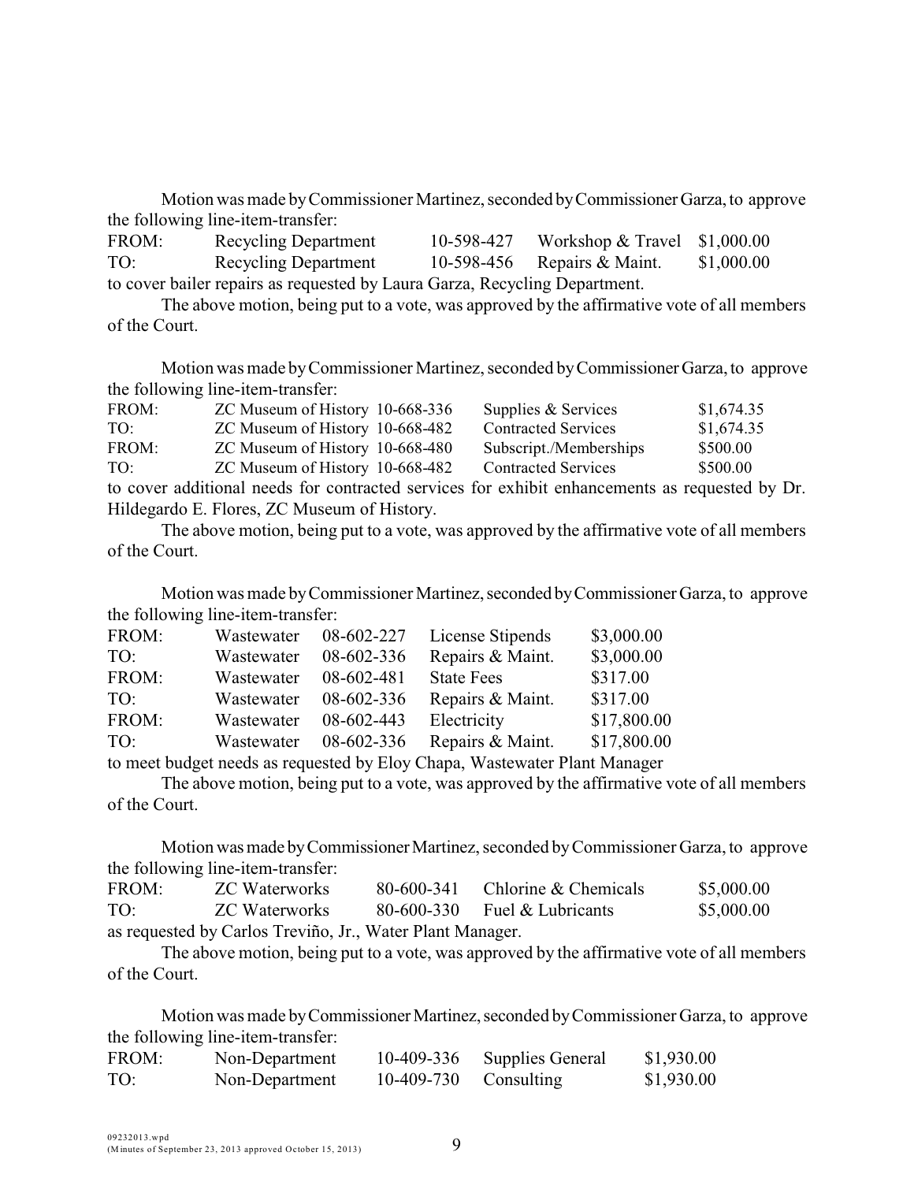Motion was made by Commissioner Martinez, seconded by Commissioner Garza, to approve the following line-item-transfer:

| | | | | |
|---|---|---|---|---|
| FROM: | Recycling Department | 10-598-427 | Workshop & Travel | \$1,000.00 |
| TO: | Recycling Department | 10-598-456 | Repairs & Maint. | \$1,000.00 |

to cover bailer repairs as requested by Laura Garza, Recycling Department.

The above motion, being put to a vote, was approved by the affirmative vote of all members of the Court.

Motion was made by Commissioner Martinez, seconded by Commissioner Garza, to approve the following line-item-transfer:

| | | | | |
|---|---|---|---|---|
| FROM: | ZC Museum of History | 10-668-336 | Supplies & Services | \$1,674.35 |
| TO: | ZC Museum of History | 10-668-482 | Contracted Services | \$1,674.35 |
| FROM: | ZC Museum of History | 10-668-480 | Subscript./Memberships | \$500.00 |
| TO: | ZC Museum of History | 10-668-482 | Contracted Services | \$500.00 |

to cover additional needs for contracted services for exhibit enhancements as requested by Dr. Hildegardo E. Flores, ZC Museum of History.

The above motion, being put to a vote, was approved by the affirmative vote of all members of the Court.

Motion was made by Commissioner Martinez, seconded by Commissioner Garza, to approve the following line-item-transfer:

| | | | | |
|---|---|---|---|---|
| FROM: | Wastewater | 08-602-227 | License Stipends | \$3,000.00 |
| TO: | Wastewater | 08-602-336 | Repairs & Maint. | \$3,000.00 |
| FROM: | Wastewater | 08-602-481 | State Fees | \$317.00 |
| TO: | Wastewater | 08-602-336 | Repairs & Maint. | \$317.00 |
| FROM: | Wastewater | 08-602-443 | Electricity | \$17,800.00 |
| TO: | Wastewater | 08-602-336 | Repairs & Maint. | \$17,800.00 |

to meet budget needs as requested by Eloy Chapa, Wastewater Plant Manager

The above motion, being put to a vote, was approved by the affirmative vote of all members of the Court.

Motion was made by Commissioner Martinez, seconded by Commissioner Garza, to approve the following line-item-transfer:

| | | | | |
|---|---|---|---|---|
| FROM: | ZC Waterworks | 80-600-341 | Chlorine & Chemicals | \$5,000.00 |
| TO: | ZC Waterworks | 80-600-330 | Fuel & Lubricants | \$5,000.00 |

as requested by Carlos Treviño, Jr., Water Plant Manager.

The above motion, being put to a vote, was approved by the affirmative vote of all members of the Court.

Motion was made by Commissioner Martinez, seconded by Commissioner Garza, to approve the following line-item-transfer:

| | | | | |
|---|---|---|---|---|
| FROM: | Non-Department | 10-409-336 | Supplies General | \$1,930.00 |
| TO: | Non-Department | 10-409-730 | Consulting | \$1,930.00 |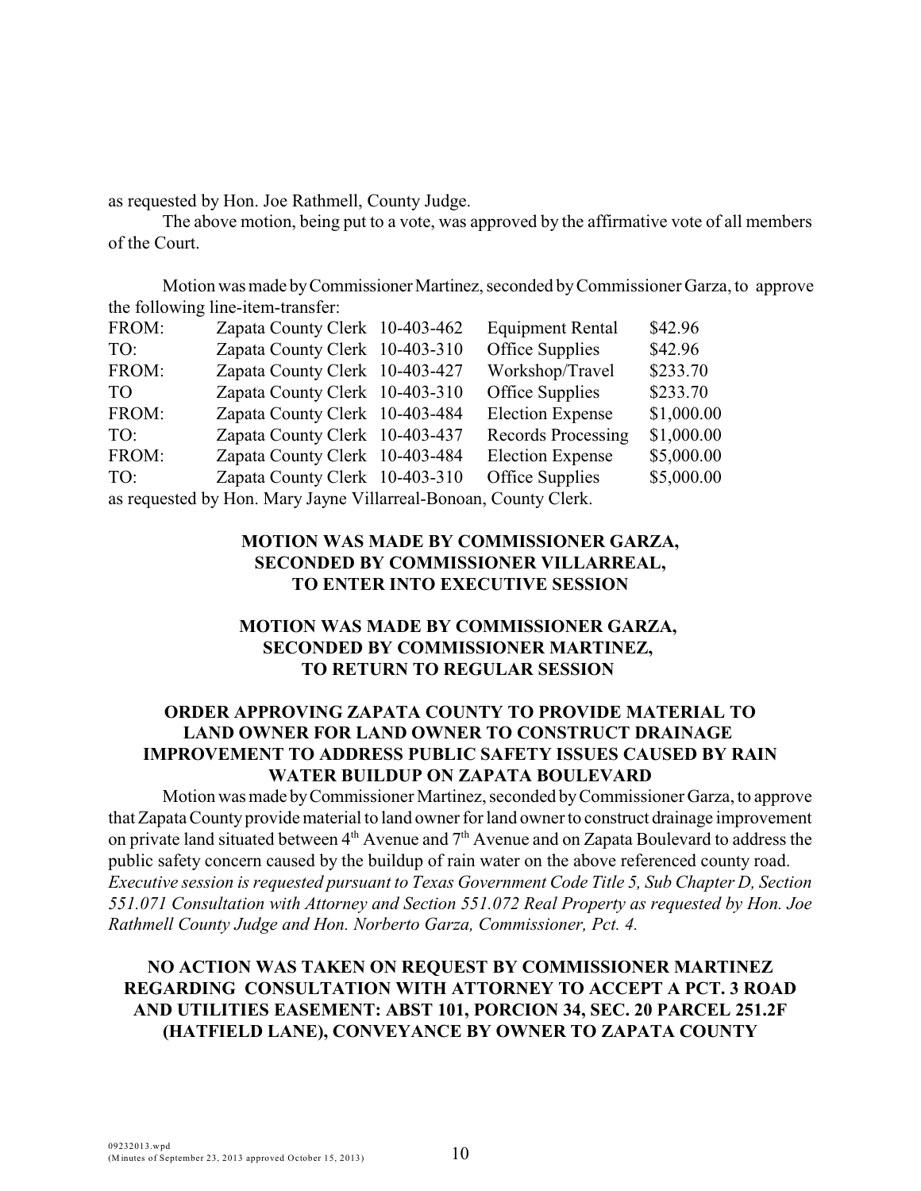as requested by Hon. Joe Rathmell, County Judge.

The above motion, being put to a vote, was approved by the affirmative vote of all members of the Court.

Motion was made by Commissioner Martinez, seconded by Commissioner Garza, to approve the following line-item-transfer:

| | | | | |
|---|---|---|---|---|
| FROM: | Zapata County Clerk | 10-403-462 | Equipment Rental | \$42.96 |
| TO: | Zapata County Clerk | 10-403-310 | Office Supplies | \$42.96 |
| FROM: | Zapata County Clerk | 10-403-427 | Workshop/Travel | \$233.70 |
| TO | Zapata County Clerk | 10-403-310 | Office Supplies | \$233.70 |
| FROM: | Zapata County Clerk | 10-403-484 | Election Expense | \$1,000.00 |
| TO: | Zapata County Clerk | 10-403-437 | Records Processing | \$1,000.00 |
| FROM: | Zapata County Clerk | 10-403-484 | Election Expense | \$5,000.00 |
| TO: | Zapata County Clerk | 10-403-310 | Office Supplies | \$5,000.00 |

as requested by Hon. Mary Jayne Villarreal-Bonoan, County Clerk.

**MOTION WAS MADE BY COMMISSIONER GARZA, SECONDED BY COMMISSIONER VILLARREAL, TO ENTER INTO EXECUTIVE SESSION**

**MOTION WAS MADE BY COMMISSIONER GARZA, SECONDED BY COMMISSIONER MARTINEZ, TO RETURN TO REGULAR SESSION**

**ORDER APPROVING ZAPATA COUNTY TO PROVIDE MATERIAL TO LAND OWNER FOR LAND OWNER TO CONSTRUCT DRAINAGE IMPROVEMENT TO ADDRESS PUBLIC SAFETY ISSUES CAUSED BY RAIN WATER BUILDUP ON ZAPATA BOULEVARD**

Motion was made by Commissioner Martinez, seconded by Commissioner Garza, to approve that Zapata County provide material to land owner for land owner to construct drainage improvement on private land situated between 4th Avenue and 7th Avenue and on Zapata Boulevard to address the public safety concern caused by the buildup of rain water on the above referenced county road. *Executive session is requested pursuant to Texas Government Code Title 5, Sub Chapter D, Section 551.071 Consultation with Attorney and Section 551.072 Real Property as requested by Hon. Joe Rathmell County Judge and Hon. Norberto Garza, Commissioner, Pct. 4.*

**NO ACTION WAS TAKEN ON REQUEST BY COMMISSIONER MARTINEZ REGARDING CONSULTATION WITH ATTORNEY TO ACCEPT A PCT. 3 ROAD AND UTILITIES EASEMENT: ABST 101, PORCION 34, SEC. 20 PARCEL 251.2F (HATFIELD LANE), CONVEYANCE BY OWNER TO ZAPATA COUNTY**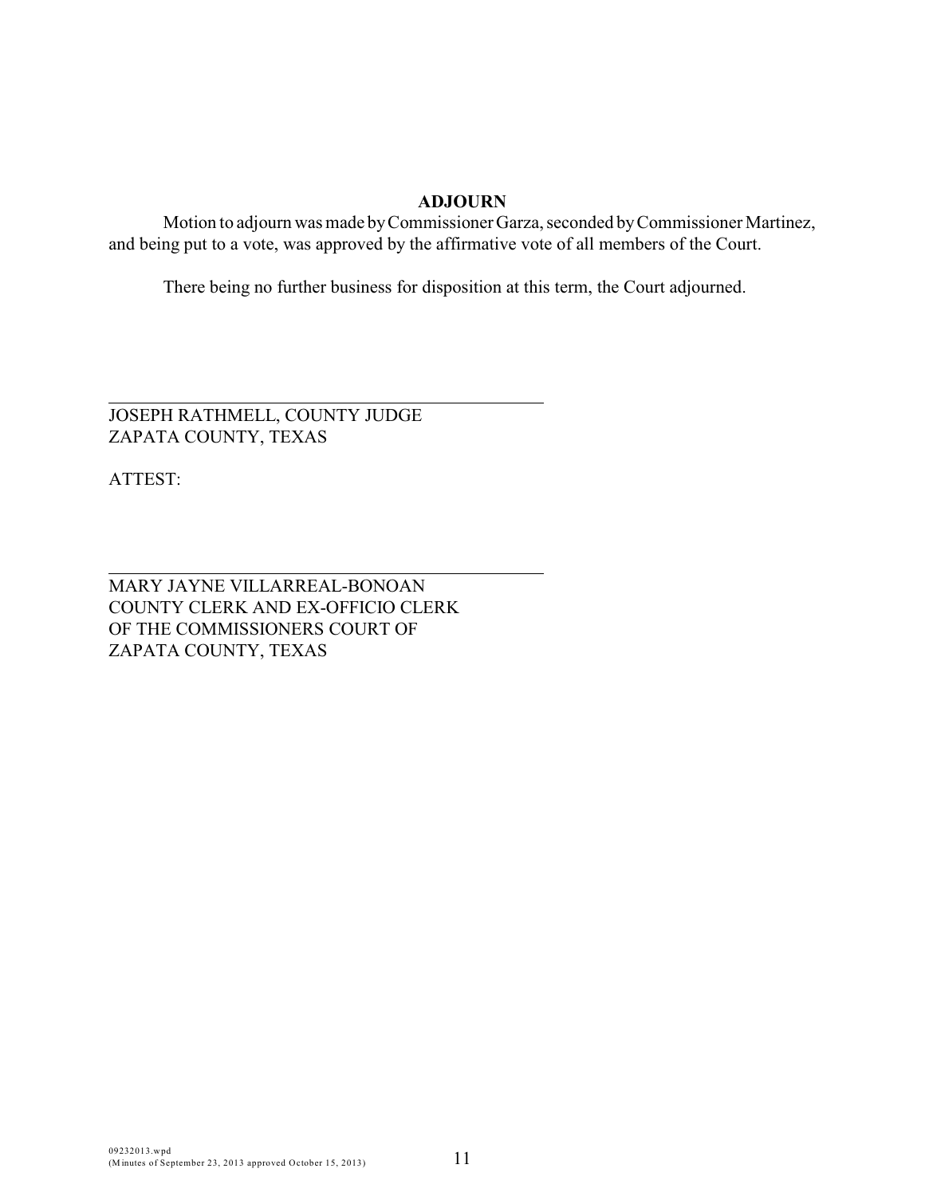**ADJOURN**

Motion to adjourn was made by Commissioner Garza, seconded by Commissioner Martinez, and being put to a vote, was approved by the affirmative vote of all members of the Court.

There being no further business for disposition at this term, the Court adjourned.

\_\_\_\_\_\_\_\_\_\_\_\_\_\_\_\_\_\_\_\_\_\_\_\_\_\_\_\_\_\_\_\_\_\_\_\_\_\_\_\_

JOSEPH RATHMELL, COUNTY JUDGE
ZAPATA COUNTY, TEXAS

ATTEST:

\_\_\_\_\_\_\_\_\_\_\_\_\_\_\_\_\_\_\_\_\_\_\_\_\_\_\_\_\_\_\_\_\_\_\_\_\_\_\_\_

MARY JAYNE VILLARREAL-BONOAN
COUNTY CLERK AND EX-OFFICIO CLERK
OF THE COMMISSIONERS COURT OF
ZAPATA COUNTY, TEXAS